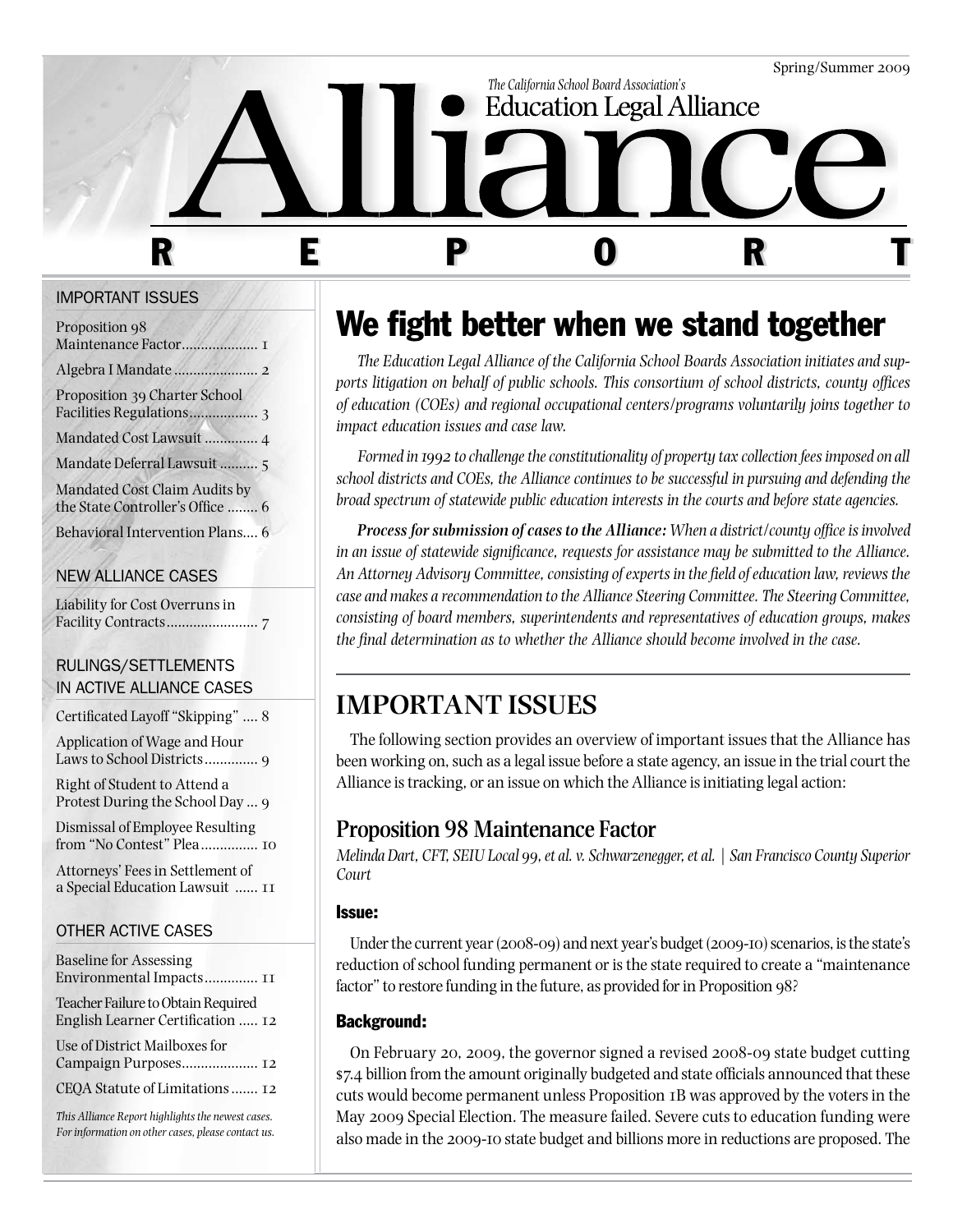Spring/Summer 2009

*The California School Board Association's*
Education Legal Alliance

# Alliance REPORT

## IMPORTANT ISSUES

- Proposition 98 Maintenance Factor .................... 1
- Algebra I Mandate ...................... 2
- Proposition 39 Charter School Facilities Regulations .................. 3
- Mandated Cost Lawsuit .............. 4
- Mandate Deferral Lawsuit .......... 5
- Mandated Cost Claim Audits by the State Controller's Office ........ 6
- Behavioral Intervention Plans .... 6

## NEW ALLIANCE CASES

- Liability for Cost Overruns in Facility Contracts ........................ 7

## RULINGS/SETTLEMENTS IN ACTIVE ALLIANCE CASES

- Certificated Layoff "Skipping" .... 8
- Application of Wage and Hour Laws to School Districts .............. 9
- Right of Student to Attend a Protest During the School Day ... 9
- Dismissal of Employee Resulting from "No Contest" Plea ............... 10
- Attorneys' Fees in Settlement of a Special Education Lawsuit ...... 11

## OTHER ACTIVE CASES

- Baseline for Assessing Environmental Impacts .............. 11
- Teacher Failure to Obtain Required English Learner Certification ..... 12
- Use of District Mailboxes for Campaign Purposes .................... 12
- CEQA Statute of Limitations ....... 12

*This Alliance Report highlights the newest cases. For information on other cases, please contact us.*

# We fight better when we stand together

*The Education Legal Alliance of the California School Boards Association initiates and supports litigation on behalf of public schools. This consortium of school districts, county offices of education (COEs) and regional occupational centers/programs voluntarily joins together to impact education issues and case law.*

*Formed in 1992 to challenge the constitutionality of property tax collection fees imposed on all school districts and COEs, the Alliance continues to be successful in pursuing and defending the broad spectrum of statewide public education interests in the courts and before state agencies.*

***Process for submission of cases to the Alliance:*** *When a district/county office is involved in an issue of statewide significance, requests for assistance may be submitted to the Alliance. An Attorney Advisory Committee, consisting of experts in the field of education law, reviews the case and makes a recommendation to the Alliance Steering Committee. The Steering Committee, consisting of board members, superintendents and representatives of education groups, makes the final determination as to whether the Alliance should become involved in the case.*

## IMPORTANT ISSUES

The following section provides an overview of important issues that the Alliance has been working on, such as a legal issue before a state agency, an issue in the trial court the Alliance is tracking, or an issue on which the Alliance is initiating legal action:

### Proposition 98 Maintenance Factor

*Melinda Dart, CFT, SEIU Local 99, et al. v. Schwarzenegger, et al. | San Francisco County Superior Court*

#### Issue:

Under the current year (2008-09) and next year's budget (2009-10) scenarios, is the state's reduction of school funding permanent or is the state required to create a "maintenance factor" to restore funding in the future, as provided for in Proposition 98?

#### Background:

On February 20, 2009, the governor signed a revised 2008-09 state budget cutting $7.4 billion from the amount originally budgeted and state officials announced that these cuts would become permanent unless Proposition 1B was approved by the voters in the May 2009 Special Election. The measure failed. Severe cuts to education funding were also made in the 2009-10 state budget and billions more in reductions are proposed. The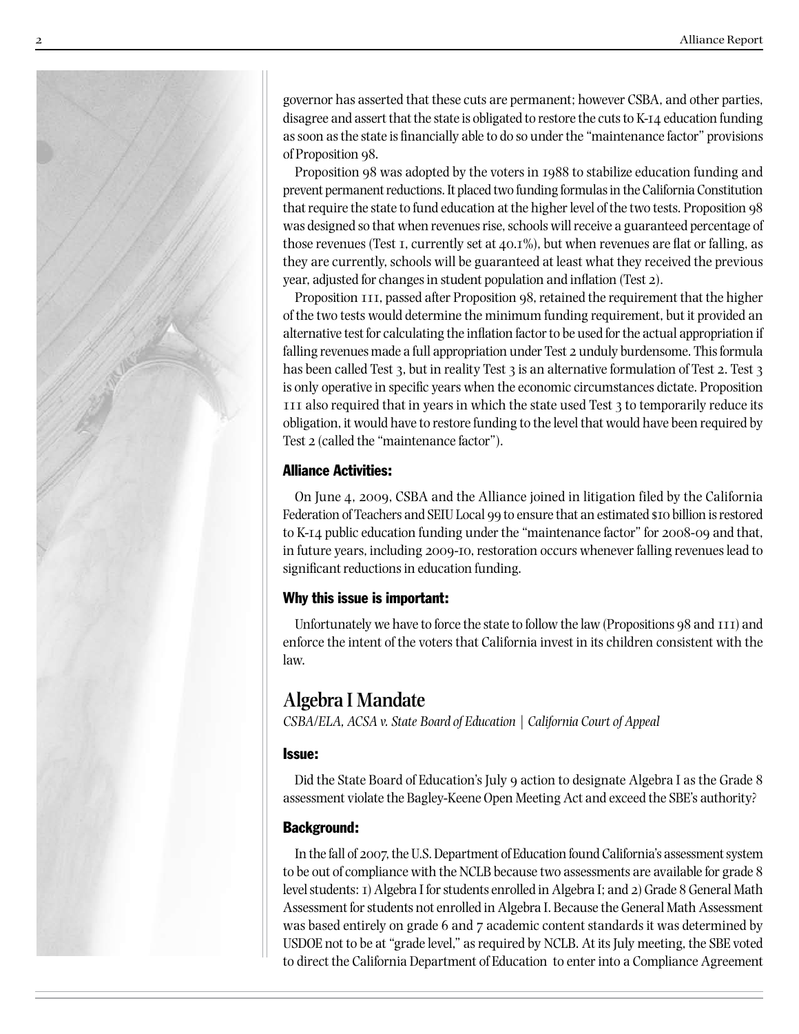governor has asserted that these cuts are permanent; however CSBA, and other parties, disagree and assert that the state is obligated to restore the cuts to K-14 education funding as soon as the state is financially able to do so under the "maintenance factor" provisions of Proposition 98.

Proposition 98 was adopted by the voters in 1988 to stabilize education funding and prevent permanent reductions. It placed two funding formulas in the California Constitution that require the state to fund education at the higher level of the two tests. Proposition 98 was designed so that when revenues rise, schools will receive a guaranteed percentage of those revenues (Test 1, currently set at 40.1%), but when revenues are flat or falling, as they are currently, schools will be guaranteed at least what they received the previous year, adjusted for changes in student population and inflation (Test 2).

Proposition 111, passed after Proposition 98, retained the requirement that the higher of the two tests would determine the minimum funding requirement, but it provided an alternative test for calculating the inflation factor to be used for the actual appropriation if falling revenues made a full appropriation under Test 2 unduly burdensome. This formula has been called Test 3, but in reality Test 3 is an alternative formulation of Test 2. Test 3 is only operative in specific years when the economic circumstances dictate. Proposition 111 also required that in years in which the state used Test 3 to temporarily reduce its obligation, it would have to restore funding to the level that would have been required by Test 2 (called the "maintenance factor").

### Alliance Activities:

On June 4, 2009, CSBA and the Alliance joined in litigation filed by the California Federation of Teachers and SEIU Local 99 to ensure that an estimated $10 billion is restored to K-14 public education funding under the "maintenance factor" for 2008-09 and that, in future years, including 2009-10, restoration occurs whenever falling revenues lead to significant reductions in education funding.

### Why this issue is important:

Unfortunately we have to force the state to follow the law (Propositions 98 and 111) and enforce the intent of the voters that California invest in its children consistent with the law.

## Algebra I Mandate

*CSBA/ELA, ACSA v. State Board of Education | California Court of Appeal*

### Issue:

Did the State Board of Education's July 9 action to designate Algebra I as the Grade 8 assessment violate the Bagley-Keene Open Meeting Act and exceed the SBE's authority?

### Background:

In the fall of 2007, the U.S. Department of Education found California's assessment system to be out of compliance with the NCLB because two assessments are available for grade 8 level students: 1) Algebra I for students enrolled in Algebra I; and 2) Grade 8 General Math Assessment for students not enrolled in Algebra I. Because the General Math Assessment was based entirely on grade 6 and 7 academic content standards it was determined by USDOE not to be at "grade level," as required by NCLB. At its July meeting, the SBE voted to direct the California Department of Education to enter into a Compliance Agreement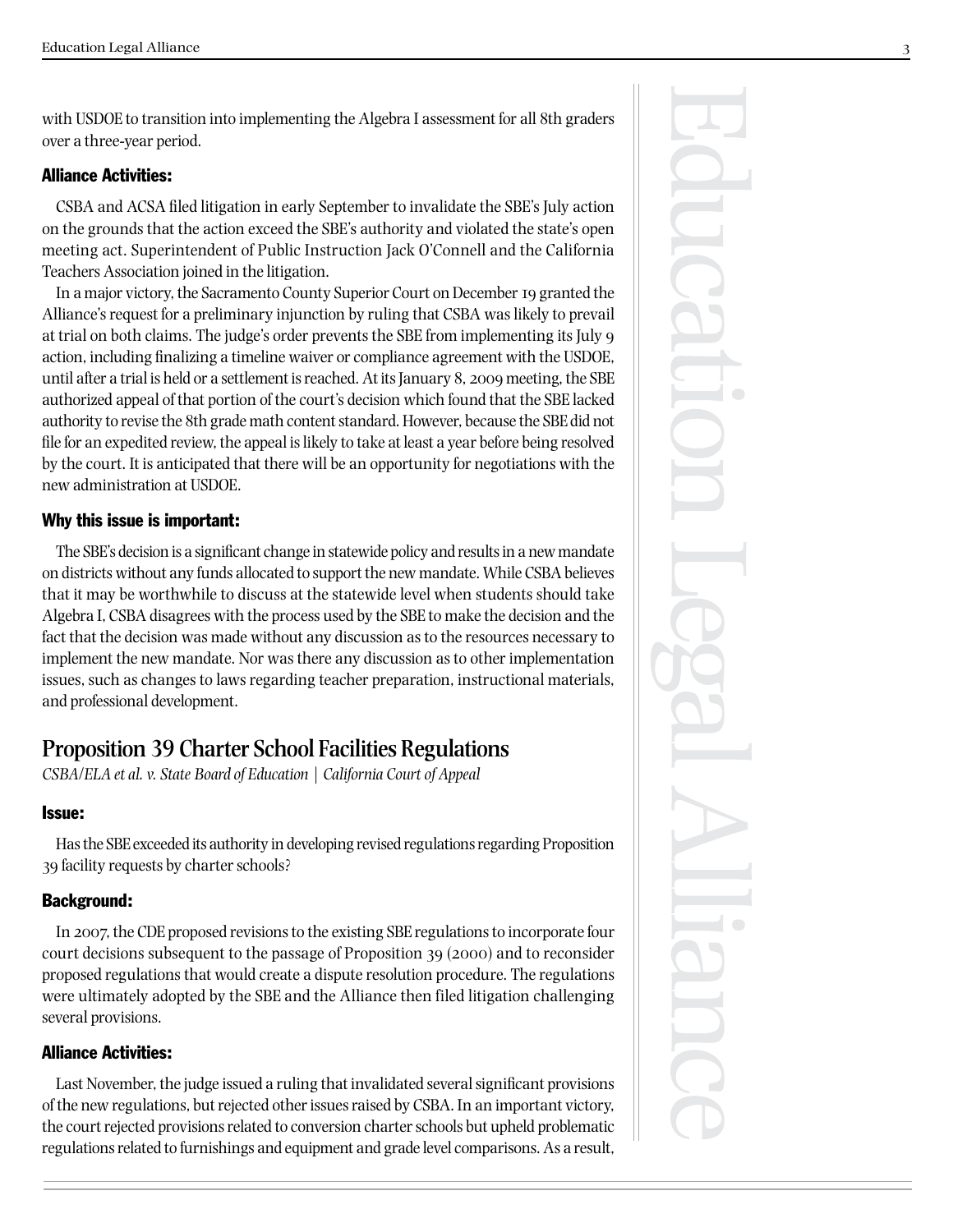with USDOE to transition into implementing the Algebra I assessment for all 8th graders over a three-year period.

### Alliance Activities:

CSBA and ACSA filed litigation in early September to invalidate the SBE's July action on the grounds that the action exceed the SBE's authority and violated the state's open meeting act. Superintendent of Public Instruction Jack O'Connell and the California Teachers Association joined in the litigation.

In a major victory, the Sacramento County Superior Court on December 19 granted the Alliance's request for a preliminary injunction by ruling that CSBA was likely to prevail at trial on both claims. The judge's order prevents the SBE from implementing its July 9 action, including finalizing a timeline waiver or compliance agreement with the USDOE, until after a trial is held or a settlement is reached. At its January 8, 2009 meeting, the SBE authorized appeal of that portion of the court's decision which found that the SBE lacked authority to revise the 8th grade math content standard. However, because the SBE did not file for an expedited review, the appeal is likely to take at least a year before being resolved by the court. It is anticipated that there will be an opportunity for negotiations with the new administration at USDOE.

### Why this issue is important:

The SBE's decision is a significant change in statewide policy and results in a new mandate on districts without any funds allocated to support the new mandate. While CSBA believes that it may be worthwhile to discuss at the statewide level when students should take Algebra I, CSBA disagrees with the process used by the SBE to make the decision and the fact that the decision was made without any discussion as to the resources necessary to implement the new mandate. Nor was there any discussion as to other implementation issues, such as changes to laws regarding teacher preparation, instructional materials, and professional development.

## Proposition 39 Charter School Facilities Regulations

*CSBA/ELA et al. v. State Board of Education | California Court of Appeal*

### Issue:

Has the SBE exceeded its authority in developing revised regulations regarding Proposition 39 facility requests by charter schools?

### Background:

In 2007, the CDE proposed revisions to the existing SBE regulations to incorporate four court decisions subsequent to the passage of Proposition 39 (2000) and to reconsider proposed regulations that would create a dispute resolution procedure. The regulations were ultimately adopted by the SBE and the Alliance then filed litigation challenging several provisions.

### Alliance Activities:

Last November, the judge issued a ruling that invalidated several significant provisions of the new regulations, but rejected other issues raised by CSBA. In an important victory, the court rejected provisions related to conversion charter schools but upheld problematic regulations related to furnishings and equipment and grade level comparisons. As a result,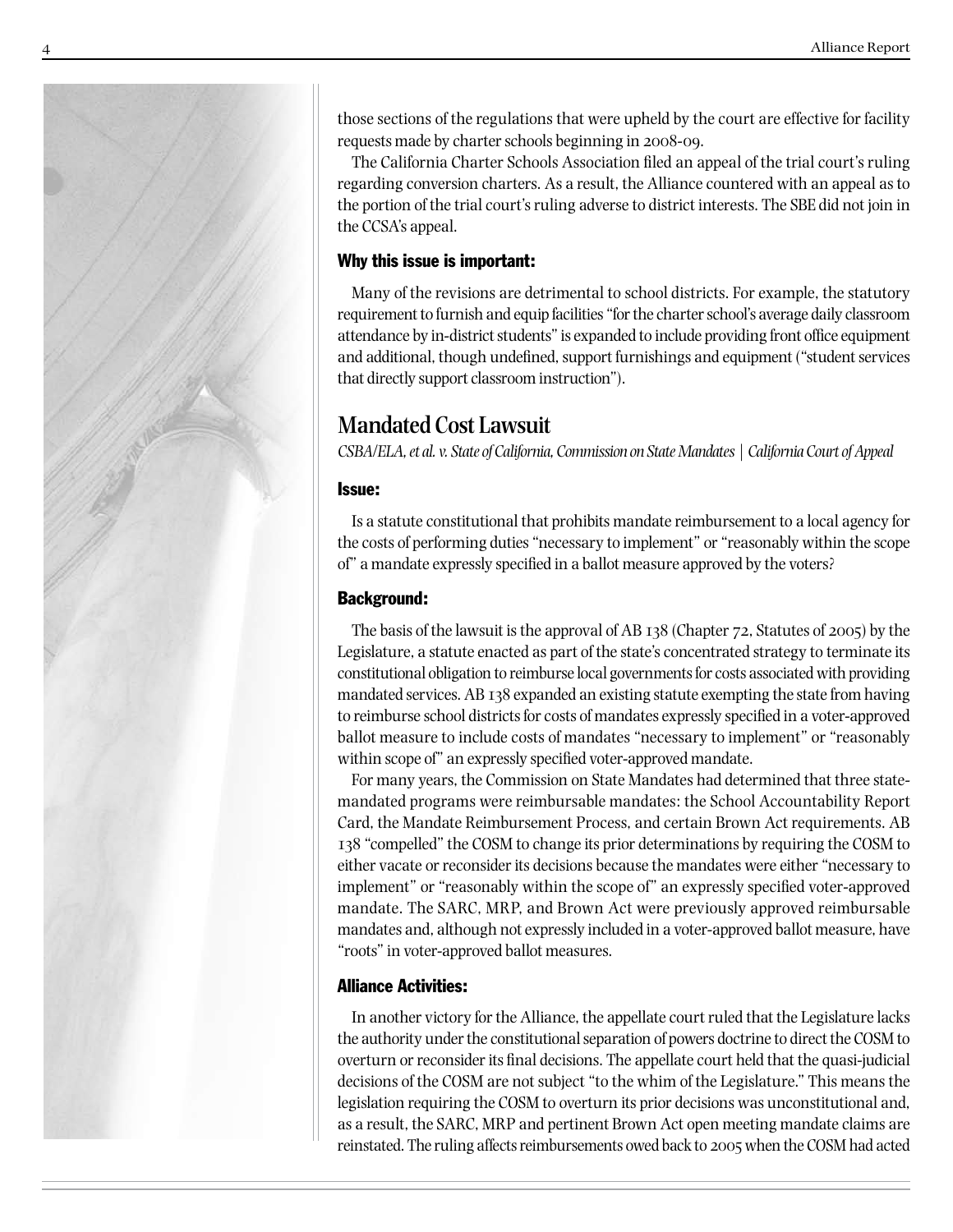those sections of the regulations that were upheld by the court are effective for facility requests made by charter schools beginning in 2008-09.

The California Charter Schools Association filed an appeal of the trial court's ruling regarding conversion charters. As a result, the Alliance countered with an appeal as to the portion of the trial court's ruling adverse to district interests. The SBE did not join in the CCSA's appeal.

#### Why this issue is important:

Many of the revisions are detrimental to school districts. For example, the statutory requirement to furnish and equip facilities "for the charter school's average daily classroom attendance by in-district students" is expanded to include providing front office equipment and additional, though undefined, support furnishings and equipment ("student services that directly support classroom instruction").

## Mandated Cost Lawsuit

*CSBA/ELA, et al. v. State of California, Commission on State Mandates | California Court of Appeal*

#### Issue:

Is a statute constitutional that prohibits mandate reimbursement to a local agency for the costs of performing duties "necessary to implement" or "reasonably within the scope of" a mandate expressly specified in a ballot measure approved by the voters?

#### Background:

The basis of the lawsuit is the approval of AB 138 (Chapter 72, Statutes of 2005) by the Legislature, a statute enacted as part of the state's concentrated strategy to terminate its constitutional obligation to reimburse local governments for costs associated with providing mandated services. AB 138 expanded an existing statute exempting the state from having to reimburse school districts for costs of mandates expressly specified in a voter-approved ballot measure to include costs of mandates "necessary to implement" or "reasonably within scope of" an expressly specified voter-approved mandate.

For many years, the Commission on State Mandates had determined that three state-mandated programs were reimbursable mandates: the School Accountability Report Card, the Mandate Reimbursement Process, and certain Brown Act requirements. AB 138 "compelled" the COSM to change its prior determinations by requiring the COSM to either vacate or reconsider its decisions because the mandates were either "necessary to implement" or "reasonably within the scope of" an expressly specified voter-approved mandate. The SARC, MRP, and Brown Act were previously approved reimbursable mandates and, although not expressly included in a voter-approved ballot measure, have "roots" in voter-approved ballot measures.

#### Alliance Activities:

In another victory for the Alliance, the appellate court ruled that the Legislature lacks the authority under the constitutional separation of powers doctrine to direct the COSM to overturn or reconsider its final decisions. The appellate court held that the quasi-judicial decisions of the COSM are not subject "to the whim of the Legislature." This means the legislation requiring the COSM to overturn its prior decisions was unconstitutional and, as a result, the SARC, MRP and pertinent Brown Act open meeting mandate claims are reinstated. The ruling affects reimbursements owed back to 2005 when the COSM had acted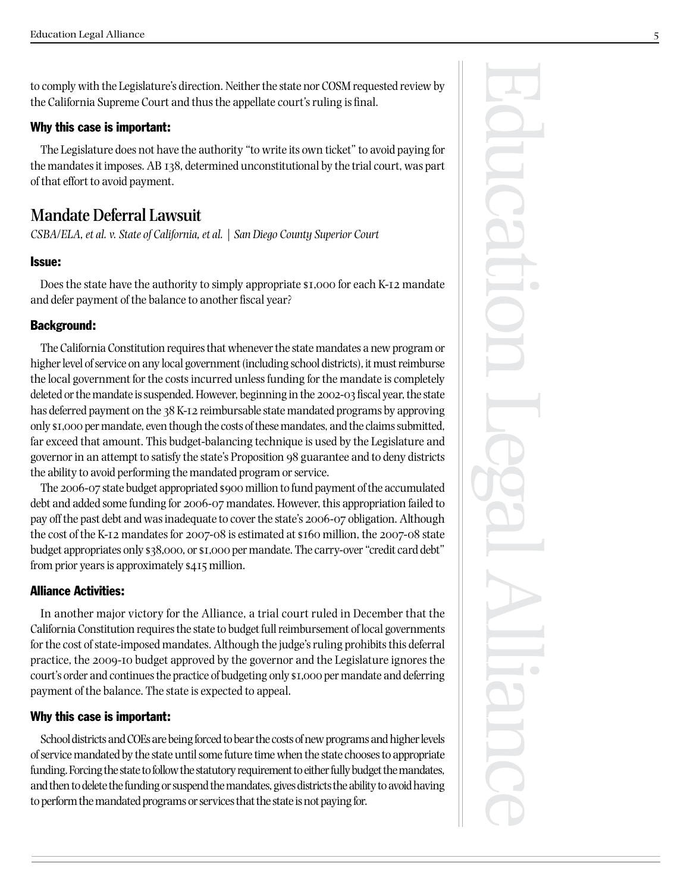to comply with the Legislature's direction. Neither the state nor COSM requested review by the California Supreme Court and thus the appellate court's ruling is final.

#### Why this case is important:

The Legislature does not have the authority "to write its own ticket" to avoid paying for the mandates it imposes. AB 138, determined unconstitutional by the trial court, was part of that effort to avoid payment.

## Mandate Deferral Lawsuit

*CSBA/ELA, et al. v. State of California, et al. | San Diego County Superior Court*

#### Issue:

Does the state have the authority to simply appropriate $1,000 for each K-12 mandate and defer payment of the balance to another fiscal year?

#### Background:

The California Constitution requires that whenever the state mandates a new program or higher level of service on any local government (including school districts), it must reimburse the local government for the costs incurred unless funding for the mandate is completely deleted or the mandate is suspended. However, beginning in the 2002-03 fiscal year, the state has deferred payment on the 38 K-12 reimbursable state mandated programs by approving only $1,000 per mandate, even though the costs of these mandates, and the claims submitted, far exceed that amount. This budget-balancing technique is used by the Legislature and governor in an attempt to satisfy the state's Proposition 98 guarantee and to deny districts the ability to avoid performing the mandated program or service.

The 2006-07 state budget appropriated $900 million to fund payment of the accumulated debt and added some funding for 2006-07 mandates. However, this appropriation failed to pay off the past debt and was inadequate to cover the state's 2006-07 obligation. Although the cost of the K-12 mandates for 2007-08 is estimated at $160 million, the 2007-08 state budget appropriates only $38,000, or $1,000 per mandate. The carry-over "credit card debt" from prior years is approximately $415 million.

#### Alliance Activities:

In another major victory for the Alliance, a trial court ruled in December that the California Constitution requires the state to budget full reimbursement of local governments for the cost of state-imposed mandates. Although the judge's ruling prohibits this deferral practice, the 2009-10 budget approved by the governor and the Legislature ignores the court's order and continues the practice of budgeting only $1,000 per mandate and deferring payment of the balance. The state is expected to appeal.

#### Why this case is important:

School districts and COEs are being forced to bear the costs of new programs and higher levels of service mandated by the state until some future time when the state chooses to appropriate funding. Forcing the state to follow the statutory requirement to either fully budget the mandates, and then to delete the funding or suspend the mandates, gives districts the ability to avoid having to perform the mandated programs or services that the state is not paying for.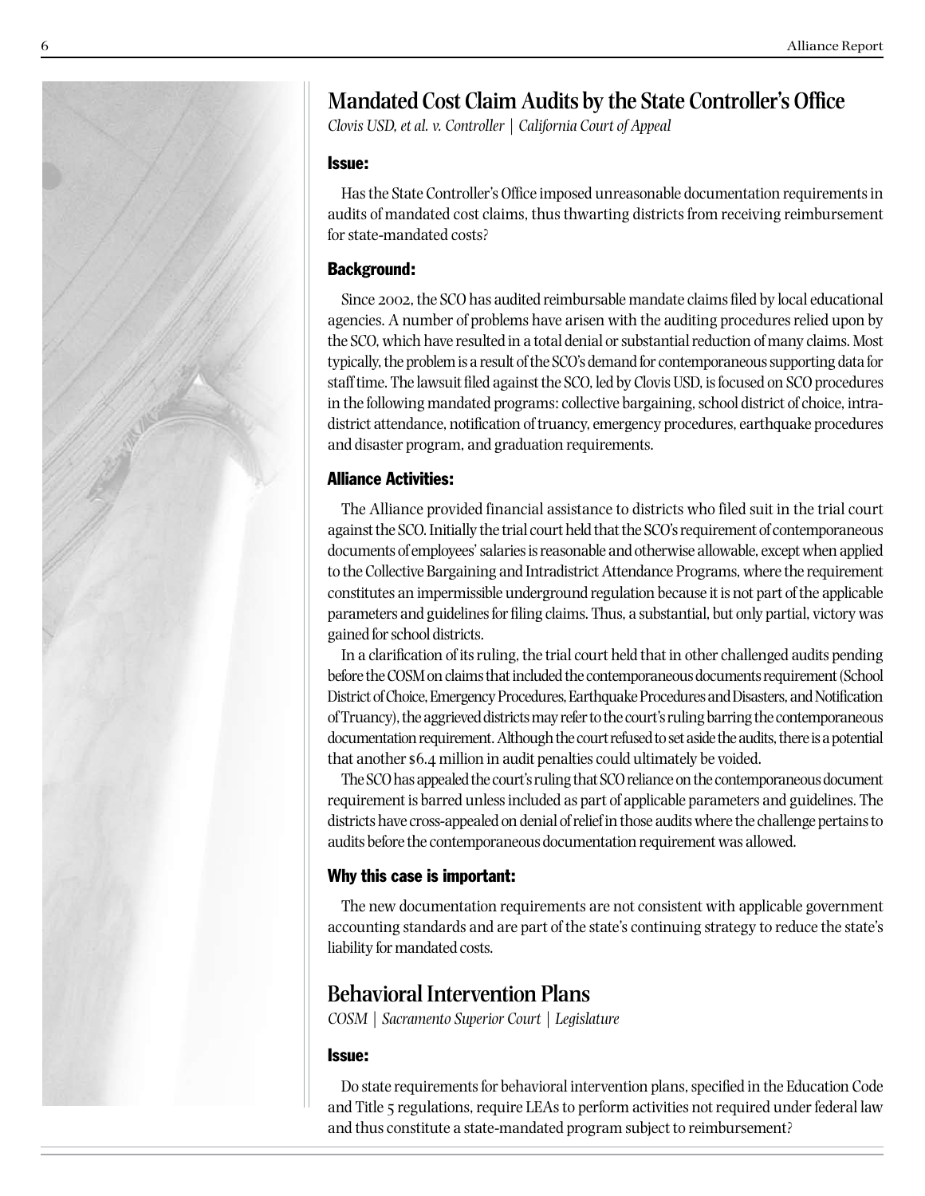## Mandated Cost Claim Audits by the State Controller's Office

*Clovis USD, et al. v. Controller | California Court of Appeal*

### Issue:

Has the State Controller's Office imposed unreasonable documentation requirements in audits of mandated cost claims, thus thwarting districts from receiving reimbursement for state-mandated costs?

### Background:

Since 2002, the SCO has audited reimbursable mandate claims filed by local educational agencies. A number of problems have arisen with the auditing procedures relied upon by the SCO, which have resulted in a total denial or substantial reduction of many claims. Most typically, the problem is a result of the SCO's demand for contemporaneous supporting data for staff time. The lawsuit filed against the SCO, led by Clovis USD, is focused on SCO procedures in the following mandated programs: collective bargaining, school district of choice, intra-district attendance, notification of truancy, emergency procedures, earthquake procedures and disaster program, and graduation requirements.

### Alliance Activities:

The Alliance provided financial assistance to districts who filed suit in the trial court against the SCO. Initially the trial court held that the SCO's requirement of contemporaneous documents of employees' salaries is reasonable and otherwise allowable, except when applied to the Collective Bargaining and Intradistrict Attendance Programs, where the requirement constitutes an impermissible underground regulation because it is not part of the applicable parameters and guidelines for filing claims. Thus, a substantial, but only partial, victory was gained for school districts.

In a clarification of its ruling, the trial court held that in other challenged audits pending before the COSM on claims that included the contemporaneous documents requirement (School District of Choice, Emergency Procedures, Earthquake Procedures and Disasters, and Notification of Truancy), the aggrieved districts may refer to the court's ruling barring the contemporaneous documentation requirement. Although the court refused to set aside the audits, there is a potential that another $6.4 million in audit penalties could ultimately be voided.

The SCO has appealed the court's ruling that SCO reliance on the contemporaneous document requirement is barred unless included as part of applicable parameters and guidelines. The districts have cross-appealed on denial of relief in those audits where the challenge pertains to audits before the contemporaneous documentation requirement was allowed.

### Why this case is important:

The new documentation requirements are not consistent with applicable government accounting standards and are part of the state's continuing strategy to reduce the state's liability for mandated costs.

## Behavioral Intervention Plans

*COSM | Sacramento Superior Court | Legislature*

### Issue:

Do state requirements for behavioral intervention plans, specified in the Education Code and Title 5 regulations, require LEAs to perform activities not required under federal law and thus constitute a state-mandated program subject to reimbursement?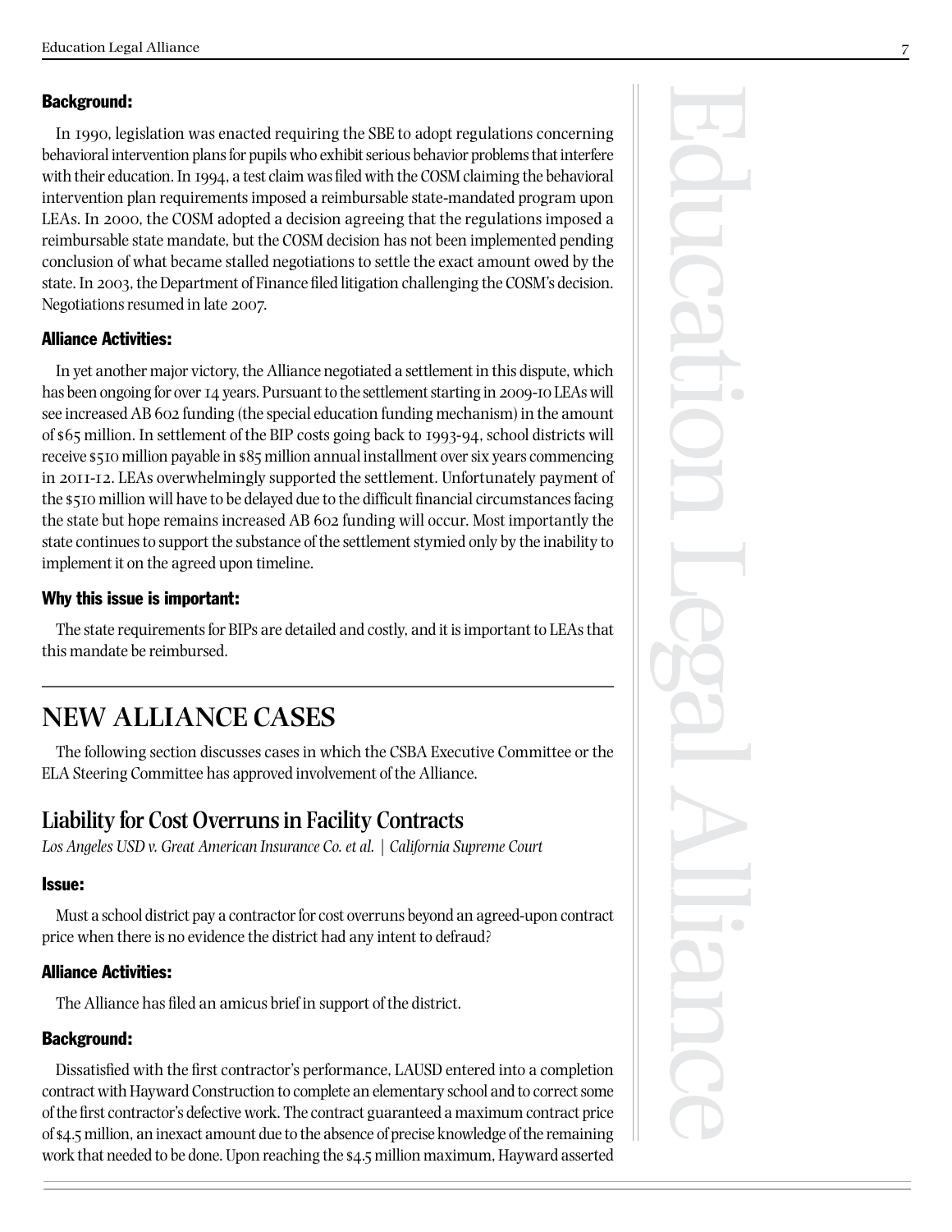#### Background:

In 1990, legislation was enacted requiring the SBE to adopt regulations concerning behavioral intervention plans for pupils who exhibit serious behavior problems that interfere with their education. In 1994, a test claim was filed with the COSM claiming the behavioral intervention plan requirements imposed a reimbursable state-mandated program upon LEAs. In 2000, the COSM adopted a decision agreeing that the regulations imposed a reimbursable state mandate, but the COSM decision has not been implemented pending conclusion of what became stalled negotiations to settle the exact amount owed by the state. In 2003, the Department of Finance filed litigation challenging the COSM's decision. Negotiations resumed in late 2007.

#### Alliance Activities:

In yet another major victory, the Alliance negotiated a settlement in this dispute, which has been ongoing for over 14 years. Pursuant to the settlement starting in 2009-10 LEAs will see increased AB 602 funding (the special education funding mechanism) in the amount of $65 million. In settlement of the BIP costs going back to 1993-94, school districts will receive $510 million payable in $85 million annual installment over six years commencing in 2011-12. LEAs overwhelmingly supported the settlement. Unfortunately payment of the $510 million will have to be delayed due to the difficult financial circumstances facing the state but hope remains increased AB 602 funding will occur. Most importantly the state continues to support the substance of the settlement stymied only by the inability to implement it on the agreed upon timeline.

#### Why this issue is important:

The state requirements for BIPs are detailed and costly, and it is important to LEAs that this mandate be reimbursed.

---

# NEW ALLIANCE CASES

The following section discusses cases in which the CSBA Executive Committee or the ELA Steering Committee has approved involvement of the Alliance.

## Liability for Cost Overruns in Facility Contracts

*Los Angeles USD v. Great American Insurance Co. et al. | California Supreme Court*

#### Issue:

Must a school district pay a contractor for cost overruns beyond an agreed-upon contract price when there is no evidence the district had any intent to defraud?

#### Alliance Activities:

The Alliance has filed an amicus brief in support of the district.

#### Background:

Dissatisfied with the first contractor's performance, LAUSD entered into a completion contract with Hayward Construction to complete an elementary school and to correct some of the first contractor's defective work. The contract guaranteed a maximum contract price of $4.5 million, an inexact amount due to the absence of precise knowledge of the remaining work that needed to be done. Upon reaching the $4.5 million maximum, Hayward asserted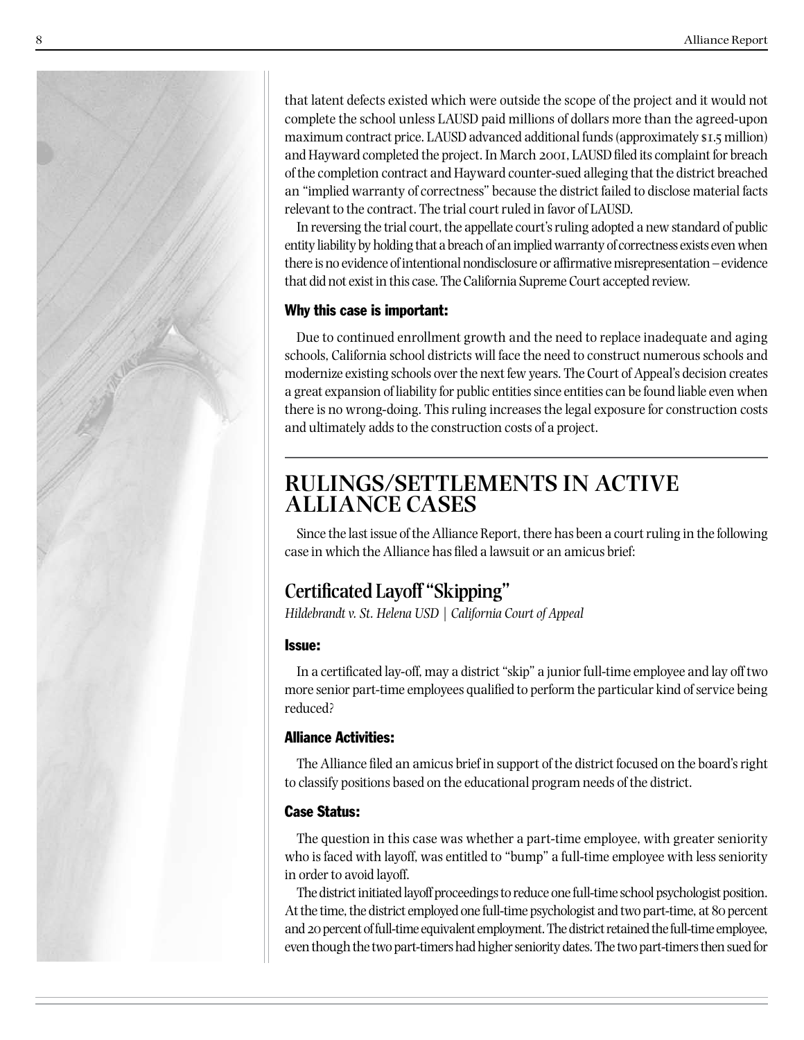that latent defects existed which were outside the scope of the project and it would not complete the school unless LAUSD paid millions of dollars more than the agreed-upon maximum contract price. LAUSD advanced additional funds (approximately $1.5 million) and Hayward completed the project. In March 2001, LAUSD filed its complaint for breach of the completion contract and Hayward counter-sued alleging that the district breached an "implied warranty of correctness" because the district failed to disclose material facts relevant to the contract. The trial court ruled in favor of LAUSD.

In reversing the trial court, the appellate court's ruling adopted a new standard of public entity liability by holding that a breach of an implied warranty of correctness exists even when there is no evidence of intentional nondisclosure or affirmative misrepresentation – evidence that did not exist in this case. The California Supreme Court accepted review.

#### Why this case is important:

Due to continued enrollment growth and the need to replace inadequate and aging schools, California school districts will face the need to construct numerous schools and modernize existing schools over the next few years. The Court of Appeal's decision creates a great expansion of liability for public entities since entities can be found liable even when there is no wrong-doing. This ruling increases the legal exposure for construction costs and ultimately adds to the construction costs of a project.

## RULINGS/SETTLEMENTS IN ACTIVE ALLIANCE CASES

Since the last issue of the Alliance Report, there has been a court ruling in the following case in which the Alliance has filed a lawsuit or an amicus brief:

### Certificated Layoff "Skipping"

*Hildebrandt v. St. Helena USD | California Court of Appeal*

#### Issue:

In a certificated lay-off, may a district "skip" a junior full-time employee and lay off two more senior part-time employees qualified to perform the particular kind of service being reduced?

#### Alliance Activities:

The Alliance filed an amicus brief in support of the district focused on the board's right to classify positions based on the educational program needs of the district.

#### Case Status:

The question in this case was whether a part-time employee, with greater seniority who is faced with layoff, was entitled to "bump" a full-time employee with less seniority in order to avoid layoff.

The district initiated layoff proceedings to reduce one full-time school psychologist position. At the time, the district employed one full-time psychologist and two part-time, at 80 percent and 20 percent of full-time equivalent employment. The district retained the full-time employee, even though the two part-timers had higher seniority dates. The two part-timers then sued for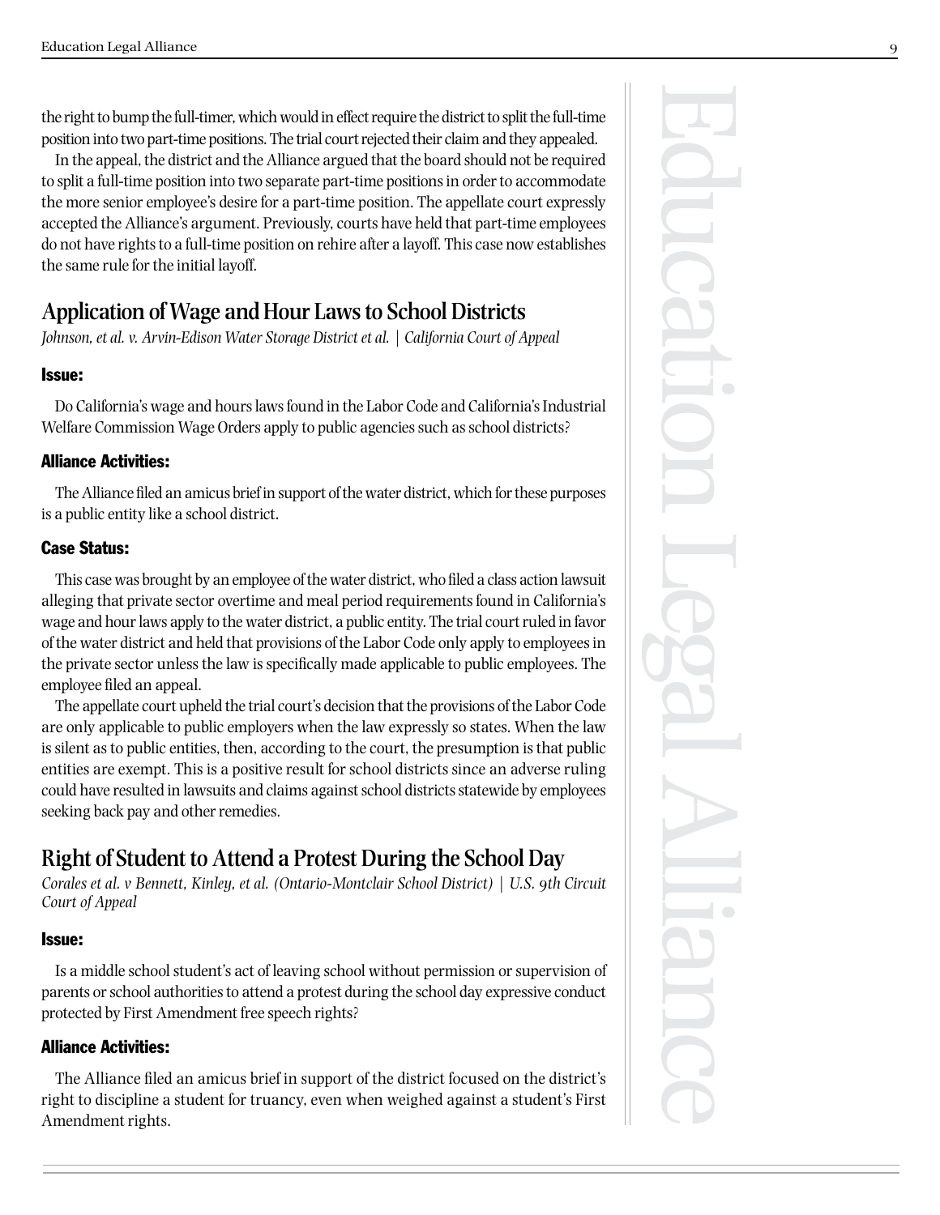the right to bump the full-timer, which would in effect require the district to split the full-time position into two part-time positions. The trial court rejected their claim and they appealed.

In the appeal, the district and the Alliance argued that the board should not be required to split a full-time position into two separate part-time positions in order to accommodate the more senior employee's desire for a part-time position. The appellate court expressly accepted the Alliance's argument. Previously, courts have held that part-time employees do not have rights to a full-time position on rehire after a layoff. This case now establishes the same rule for the initial layoff.

## Application of Wage and Hour Laws to School Districts

*Johnson, et al. v. Arvin-Edison Water Storage District et al. | California Court of Appeal*

### Issue:

Do California's wage and hours laws found in the Labor Code and California's Industrial Welfare Commission Wage Orders apply to public agencies such as school districts?

### Alliance Activities:

The Alliance filed an amicus brief in support of the water district, which for these purposes is a public entity like a school district.

### Case Status:

This case was brought by an employee of the water district, who filed a class action lawsuit alleging that private sector overtime and meal period requirements found in California's wage and hour laws apply to the water district, a public entity. The trial court ruled in favor of the water district and held that provisions of the Labor Code only apply to employees in the private sector unless the law is specifically made applicable to public employees. The employee filed an appeal.

The appellate court upheld the trial court's decision that the provisions of the Labor Code are only applicable to public employers when the law expressly so states. When the law is silent as to public entities, then, according to the court, the presumption is that public entities are exempt. This is a positive result for school districts since an adverse ruling could have resulted in lawsuits and claims against school districts statewide by employees seeking back pay and other remedies.

## Right of Student to Attend a Protest During the School Day

*Corales et al. v Bennett, Kinley, et al. (Ontario-Montclair School District) | U.S. 9th Circuit Court of Appeal*

### Issue:

Is a middle school student's act of leaving school without permission or supervision of parents or school authorities to attend a protest during the school day expressive conduct protected by First Amendment free speech rights?

### Alliance Activities:

The Alliance filed an amicus brief in support of the district focused on the district's right to discipline a student for truancy, even when weighed against a student's First Amendment rights.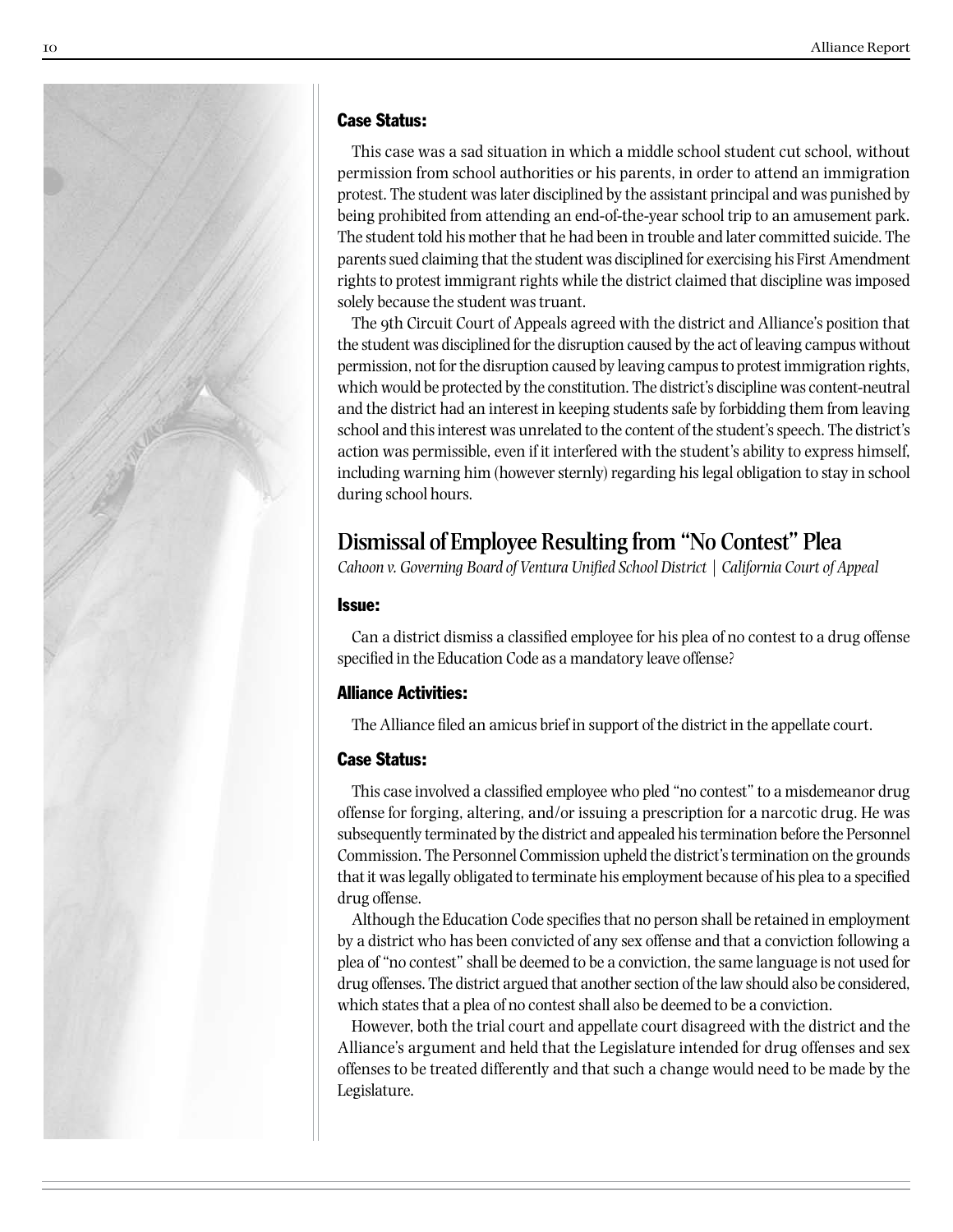#### Case Status:

This case was a sad situation in which a middle school student cut school, without permission from school authorities or his parents, in order to attend an immigration protest. The student was later disciplined by the assistant principal and was punished by being prohibited from attending an end-of-the-year school trip to an amusement park. The student told his mother that he had been in trouble and later committed suicide. The parents sued claiming that the student was disciplined for exercising his First Amendment rights to protest immigrant rights while the district claimed that discipline was imposed solely because the student was truant.

The 9th Circuit Court of Appeals agreed with the district and Alliance's position that the student was disciplined for the disruption caused by the act of leaving campus without permission, not for the disruption caused by leaving campus to protest immigration rights, which would be protected by the constitution. The district's discipline was content-neutral and the district had an interest in keeping students safe by forbidding them from leaving school and this interest was unrelated to the content of the student's speech. The district's action was permissible, even if it interfered with the student's ability to express himself, including warning him (however sternly) regarding his legal obligation to stay in school during school hours.

## Dismissal of Employee Resulting from "No Contest" Plea

*Cahoon v. Governing Board of Ventura Unified School District | California Court of Appeal*

#### Issue:

Can a district dismiss a classified employee for his plea of no contest to a drug offense specified in the Education Code as a mandatory leave offense?

#### Alliance Activities:

The Alliance filed an amicus brief in support of the district in the appellate court.

#### Case Status:

This case involved a classified employee who pled "no contest" to a misdemeanor drug offense for forging, altering, and/or issuing a prescription for a narcotic drug. He was subsequently terminated by the district and appealed his termination before the Personnel Commission. The Personnel Commission upheld the district's termination on the grounds that it was legally obligated to terminate his employment because of his plea to a specified drug offense.

Although the Education Code specifies that no person shall be retained in employment by a district who has been convicted of any sex offense and that a conviction following a plea of "no contest" shall be deemed to be a conviction, the same language is not used for drug offenses. The district argued that another section of the law should also be considered, which states that a plea of no contest shall also be deemed to be a conviction.

However, both the trial court and appellate court disagreed with the district and the Alliance's argument and held that the Legislature intended for drug offenses and sex offenses to be treated differently and that such a change would need to be made by the Legislature.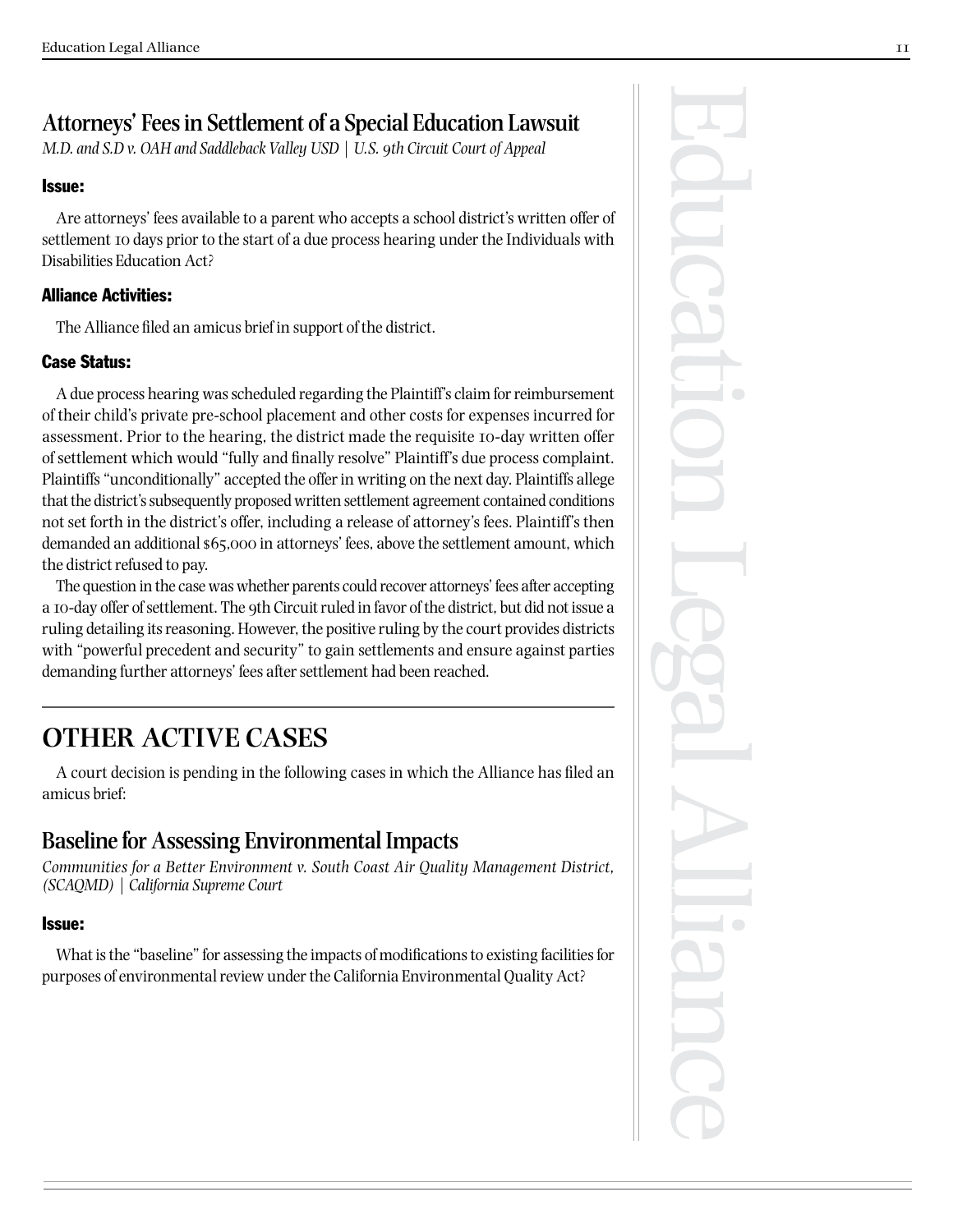## Attorneys' Fees in Settlement of a Special Education Lawsuit

*M.D. and S.D v. OAH and Saddleback Valley USD | U.S. 9th Circuit Court of Appeal*

### Issue:

Are attorneys' fees available to a parent who accepts a school district's written offer of settlement 10 days prior to the start of a due process hearing under the Individuals with Disabilities Education Act?

### Alliance Activities:

The Alliance filed an amicus brief in support of the district.

### Case Status:

A due process hearing was scheduled regarding the Plaintiff's claim for reimbursement of their child's private pre-school placement and other costs for expenses incurred for assessment. Prior to the hearing, the district made the requisite 10-day written offer of settlement which would "fully and finally resolve" Plaintiff's due process complaint. Plaintiffs "unconditionally" accepted the offer in writing on the next day. Plaintiffs allege that the district's subsequently proposed written settlement agreement contained conditions not set forth in the district's offer, including a release of attorney's fees. Plaintiff's then demanded an additional $65,000 in attorneys' fees, above the settlement amount, which the district refused to pay.

The question in the case was whether parents could recover attorneys' fees after accepting a 10-day offer of settlement. The 9th Circuit ruled in favor of the district, but did not issue a ruling detailing its reasoning. However, the positive ruling by the court provides districts with "powerful precedent and security" to gain settlements and ensure against parties demanding further attorneys' fees after settlement had been reached.

# OTHER ACTIVE CASES

A court decision is pending in the following cases in which the Alliance has filed an amicus brief:

## Baseline for Assessing Environmental Impacts

*Communities for a Better Environment v. South Coast Air Quality Management District, (SCAQMD) | California Supreme Court*

### Issue:

What is the "baseline" for assessing the impacts of modifications to existing facilities for purposes of environmental review under the California Environmental Quality Act?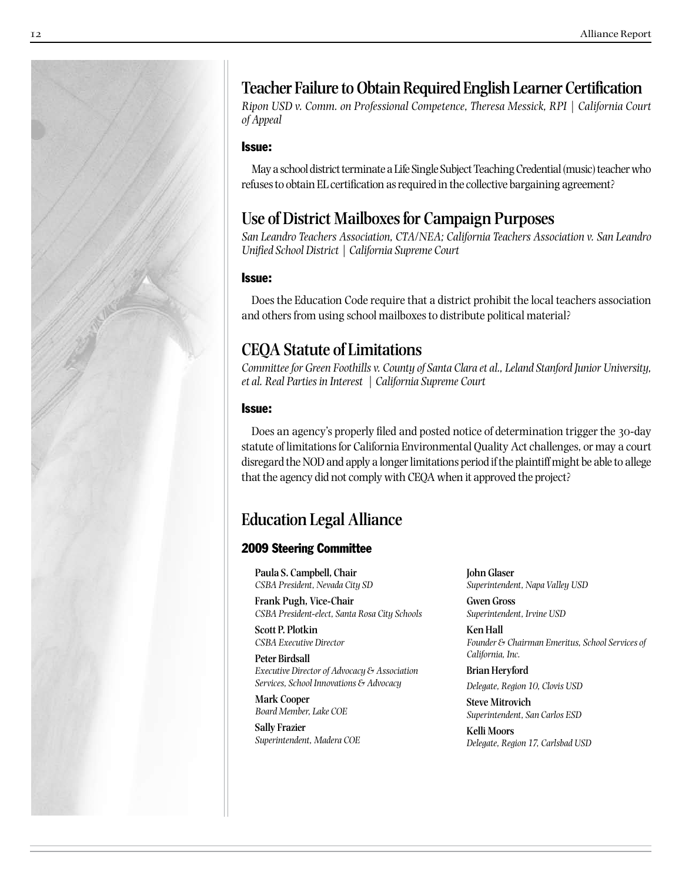## Teacher Failure to Obtain Required English Learner Certification

*Ripon USD v. Comm. on Professional Competence, Theresa Messick, RPI | California Court of Appeal*

### Issue:

May a school district terminate a Life Single Subject Teaching Credential (music) teacher who refuses to obtain EL certification as required in the collective bargaining agreement?

## Use of District Mailboxes for Campaign Purposes

*San Leandro Teachers Association, CTA/NEA; California Teachers Association v. San Leandro Unified School District | California Supreme Court*

### Issue:

Does the Education Code require that a district prohibit the local teachers association and others from using school mailboxes to distribute political material?

## CEQA Statute of Limitations

*Committee for Green Foothills v. County of Santa Clara et al., Leland Stanford Junior University, et al. Real Parties in Interest | California Supreme Court*

### Issue:

Does an agency's properly filed and posted notice of determination trigger the 30-day statute of limitations for California Environmental Quality Act challenges, or may a court disregard the NOD and apply a longer limitations period if the plaintiff might be able to allege that the agency did not comply with CEQA when it approved the project?

## Education Legal Alliance

### 2009 Steering Committee

**Paula S. Campbell, Chair**
*CSBA President, Nevada City SD*

**Frank Pugh, Vice-Chair**
*CSBA President-elect, Santa Rosa City Schools*

**Scott P. Plotkin**
*CSBA Executive Director*

**Peter Birdsall**
*Executive Director of Advocacy & Association Services, School Innovations & Advocacy*

**Mark Cooper**
*Board Member, Lake COE*

**Sally Frazier**
*Superintendent, Madera COE*

**John Glaser**
*Superintendent, Napa Valley USD*

**Gwen Gross**
*Superintendent, Irvine USD*

**Ken Hall**
*Founder & Chairman Emeritus, School Services of California, Inc.*

**Brian Heryford**
*Delegate, Region 10, Clovis USD*

**Steve Mitrovich**
*Superintendent, San Carlos ESD*

**Kelli Moors**
*Delegate, Region 17, Carlsbad USD*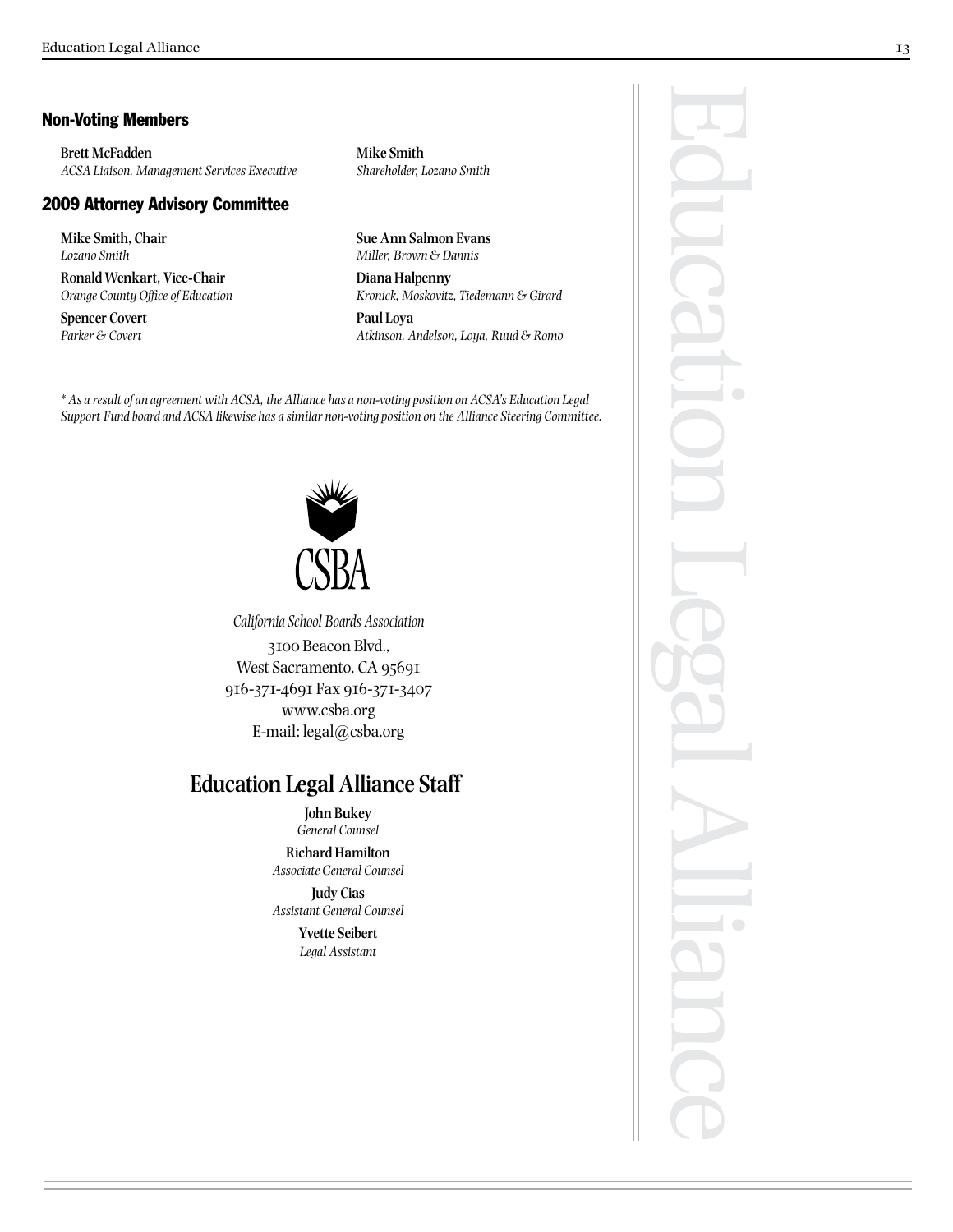## Non-Voting Members

**Brett McFadden**
*ACSA Liaison, Management Services Executive*

**Mike Smith**
*Shareholder, Lozano Smith*

## 2009 Attorney Advisory Committee

**Mike Smith, Chair**
*Lozano Smith*

**Ronald Wenkart, Vice-Chair**
*Orange County Office of Education*

**Spencer Covert**
*Parker & Covert*

**Sue Ann Salmon Evans**
*Miller, Brown & Dannis*

**Diana Halpenny**
*Kronick, Moskovitz, Tiedemann & Girard*

**Paul Loya**
*Atkinson, Andelson, Loya, Ruud & Romo*

*\* As a result of an agreement with ACSA, the Alliance has a non-voting position on ACSA's Education Legal Support Fund board and ACSA likewise has a similar non-voting position on the Alliance Steering Committee.*

CSBA

*California School Boards Association*
3100 Beacon Blvd.,
West Sacramento, CA 95691
916-371-4691 Fax 916-371-3407
www.csba.org
E-mail: legal@csba.org

# Education Legal Alliance Staff

**John Bukey**
*General Counsel*

**Richard Hamilton**
*Associate General Counsel*

**Judy Cias**
*Assistant General Counsel*

**Yvette Seibert**
*Legal Assistant*

Education Legal Alliance